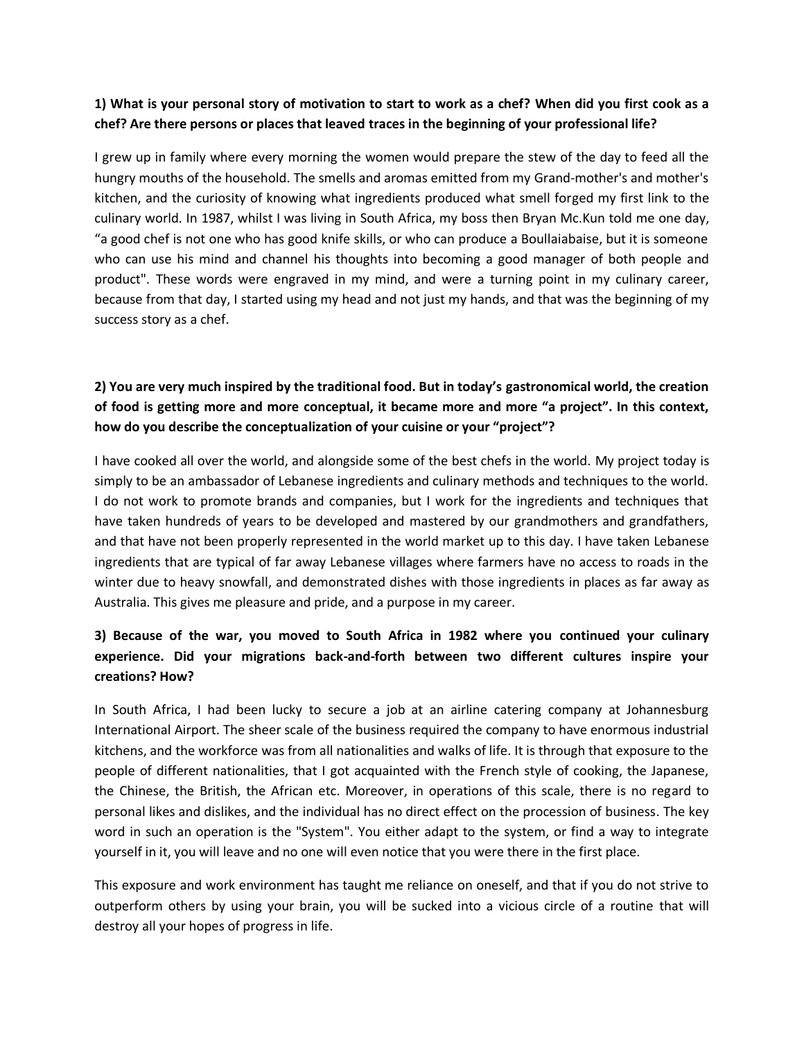**1) What is your personal story of motivation to start to work as a chef? When did you first cook as a chef? Are there persons or places that leaved traces in the beginning of your professional life?**

I grew up in family where every morning the women would prepare the stew of the day to feed all the hungry mouths of the household. The smells and aromas emitted from my Grand-mother's and mother's kitchen, and the curiosity of knowing what ingredients produced what smell forged my first link to the culinary world. In 1987, whilst I was living in South Africa, my boss then Bryan Mc.Kun told me one day, "a good chef is not one who has good knife skills, or who can produce a Boullaiabaise, but it is someone who can use his mind and channel his thoughts into becoming a good manager of both people and product". These words were engraved in my mind, and were a turning point in my culinary career, because from that day, I started using my head and not just my hands, and that was the beginning of my success story as a chef.

**2) You are very much inspired by the traditional food. But in today's gastronomical world, the creation of food is getting more and more conceptual, it became more and more "a project". In this context, how do you describe the conceptualization of your cuisine or your "project"?**

I have cooked all over the world, and alongside some of the best chefs in the world. My project today is simply to be an ambassador of Lebanese ingredients and culinary methods and techniques to the world. I do not work to promote brands and companies, but I work for the ingredients and techniques that have taken hundreds of years to be developed and mastered by our grandmothers and grandfathers, and that have not been properly represented in the world market up to this day. I have taken Lebanese ingredients that are typical of far away Lebanese villages where farmers have no access to roads in the winter due to heavy snowfall, and demonstrated dishes with those ingredients in places as far away as Australia. This gives me pleasure and pride, and a purpose in my career.

**3) Because of the war, you moved to South Africa in 1982 where you continued your culinary experience. Did your migrations back-and-forth between two different cultures inspire your creations? How?**

In South Africa, I had been lucky to secure a job at an airline catering company at Johannesburg International Airport. The sheer scale of the business required the company to have enormous industrial kitchens, and the workforce was from all nationalities and walks of life. It is through that exposure to the people of different nationalities, that I got acquainted with the French style of cooking, the Japanese, the Chinese, the British, the African etc. Moreover, in operations of this scale, there is no regard to personal likes and dislikes, and the individual has no direct effect on the procession of business. The key word in such an operation is the "System". You either adapt to the system, or find a way to integrate yourself in it, you will leave and no one will even notice that you were there in the first place.

This exposure and work environment has taught me reliance on oneself, and that if you do not strive to outperform others by using your brain, you will be sucked into a vicious circle of a routine that will destroy all your hopes of progress in life.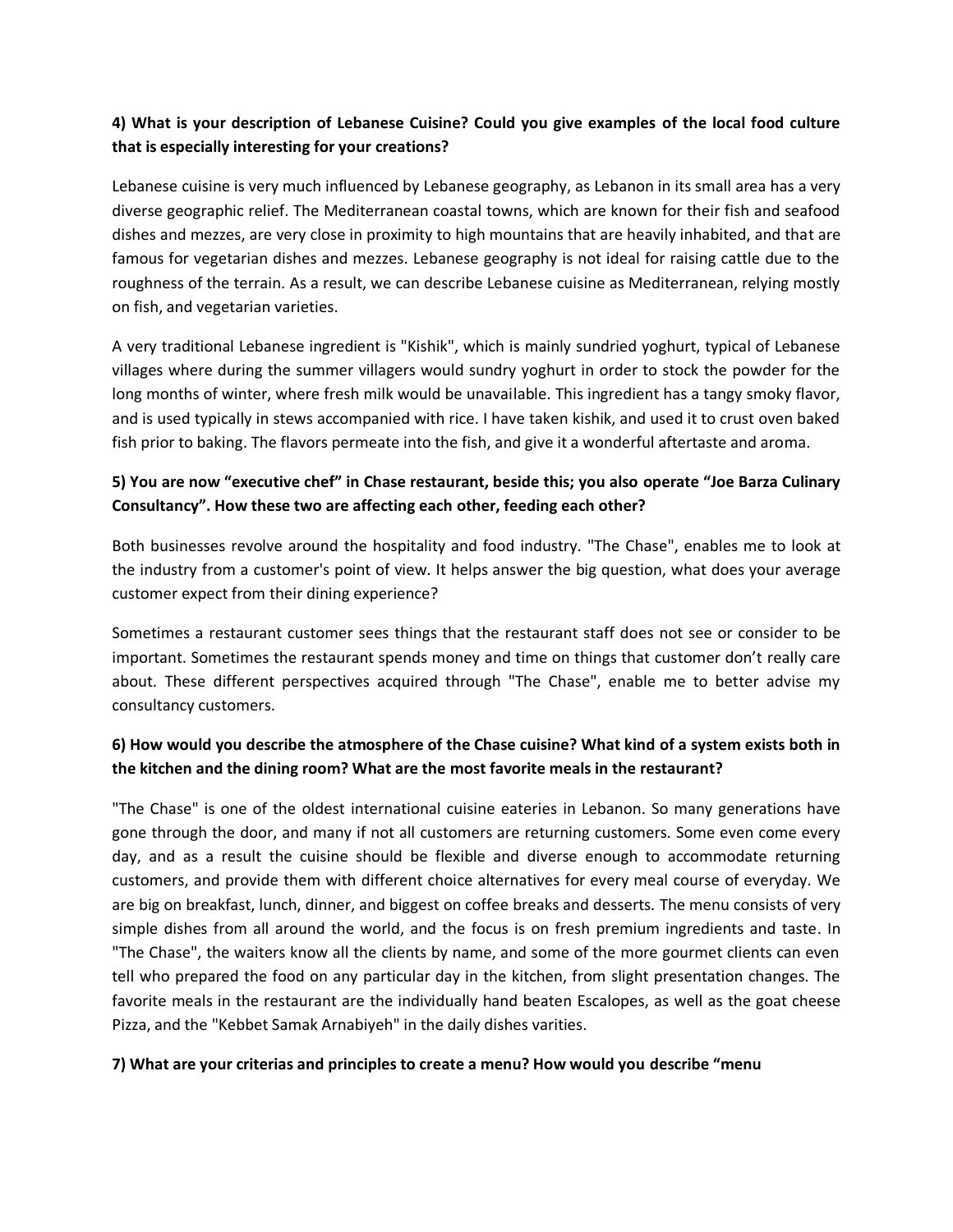**4) What is your description of Lebanese Cuisine? Could you give examples of the local food culture that is especially interesting for your creations?**

Lebanese cuisine is very much influenced by Lebanese geography, as Lebanon in its small area has a very diverse geographic relief. The Mediterranean coastal towns, which are known for their fish and seafood dishes and mezzes, are very close in proximity to high mountains that are heavily inhabited, and that are famous for vegetarian dishes and mezzes. Lebanese geography is not ideal for raising cattle due to the roughness of the terrain. As a result, we can describe Lebanese cuisine as Mediterranean, relying mostly on fish, and vegetarian varieties.

A very traditional Lebanese ingredient is "Kishik", which is mainly sundried yoghurt, typical of Lebanese villages where during the summer villagers would sundry yoghurt in order to stock the powder for the long months of winter, where fresh milk would be unavailable. This ingredient has a tangy smoky flavor, and is used typically in stews accompanied with rice. I have taken kishik, and used it to crust oven baked fish prior to baking. The flavors permeate into the fish, and give it a wonderful aftertaste and aroma.

**5) You are now "executive chef" in Chase restaurant, beside this; you also operate "Joe Barza Culinary Consultancy". How these two are affecting each other, feeding each other?**

Both businesses revolve around the hospitality and food industry. "The Chase", enables me to look at the industry from a customer's point of view. It helps answer the big question, what does your average customer expect from their dining experience?

Sometimes a restaurant customer sees things that the restaurant staff does not see or consider to be important. Sometimes the restaurant spends money and time on things that customer don't really care about. These different perspectives acquired through "The Chase", enable me to better advise my consultancy customers.

**6) How would you describe the atmosphere of the Chase cuisine? What kind of a system exists both in the kitchen and the dining room? What are the most favorite meals in the restaurant?**

"The Chase" is one of the oldest international cuisine eateries in Lebanon. So many generations have gone through the door, and many if not all customers are returning customers. Some even come every day, and as a result the cuisine should be flexible and diverse enough to accommodate returning customers, and provide them with different choice alternatives for every meal course of everyday. We are big on breakfast, lunch, dinner, and biggest on coffee breaks and desserts. The menu consists of very simple dishes from all around the world, and the focus is on fresh premium ingredients and taste. In "The Chase", the waiters know all the clients by name, and some of the more gourmet clients can even tell who prepared the food on any particular day in the kitchen, from slight presentation changes. The favorite meals in the restaurant are the individually hand beaten Escalopes, as well as the goat cheese Pizza, and the "Kebbet Samak Arnabiyeh" in the daily dishes varities.

**7) What are your criterias and principles to create a menu? How would you describe "menu**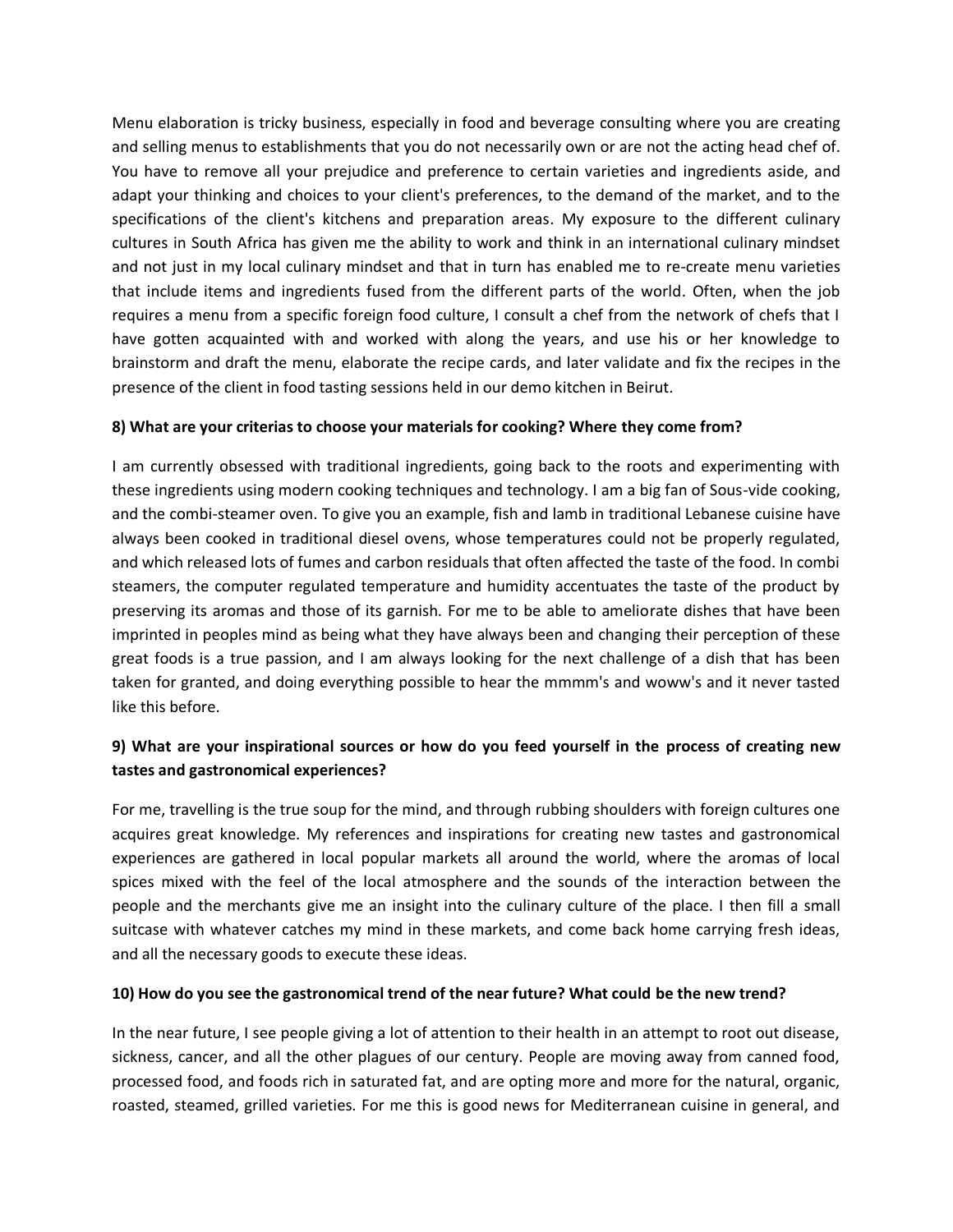Menu elaboration is tricky business, especially in food and beverage consulting where you are creating and selling menus to establishments that you do not necessarily own or are not the acting head chef of. You have to remove all your prejudice and preference to certain varieties and ingredients aside, and adapt your thinking and choices to your client's preferences, to the demand of the market, and to the specifications of the client's kitchens and preparation areas. My exposure to the different culinary cultures in South Africa has given me the ability to work and think in an international culinary mindset and not just in my local culinary mindset and that in turn has enabled me to re-create menu varieties that include items and ingredients fused from the different parts of the world. Often, when the job requires a menu from a specific foreign food culture, I consult a chef from the network of chefs that I have gotten acquainted with and worked with along the years, and use his or her knowledge to brainstorm and draft the menu, elaborate the recipe cards, and later validate and fix the recipes in the presence of the client in food tasting sessions held in our demo kitchen in Beirut.

**8) What are your criterias to choose your materials for cooking? Where they come from?**

I am currently obsessed with traditional ingredients, going back to the roots and experimenting with these ingredients using modern cooking techniques and technology. I am a big fan of Sous-vide cooking, and the combi-steamer oven. To give you an example, fish and lamb in traditional Lebanese cuisine have always been cooked in traditional diesel ovens, whose temperatures could not be properly regulated, and which released lots of fumes and carbon residuals that often affected the taste of the food. In combi steamers, the computer regulated temperature and humidity accentuates the taste of the product by preserving its aromas and those of its garnish. For me to be able to ameliorate dishes that have been imprinted in peoples mind as being what they have always been and changing their perception of these great foods is a true passion, and I am always looking for the next challenge of a dish that has been taken for granted, and doing everything possible to hear the mmmm's and woww's and it never tasted like this before.

**9) What are your inspirational sources or how do you feed yourself in the process of creating new tastes and gastronomical experiences?**

For me, travelling is the true soup for the mind, and through rubbing shoulders with foreign cultures one acquires great knowledge. My references and inspirations for creating new tastes and gastronomical experiences are gathered in local popular markets all around the world, where the aromas of local spices mixed with the feel of the local atmosphere and the sounds of the interaction between the people and the merchants give me an insight into the culinary culture of the place. I then fill a small suitcase with whatever catches my mind in these markets, and come back home carrying fresh ideas, and all the necessary goods to execute these ideas.

**10) How do you see the gastronomical trend of the near future? What could be the new trend?**

In the near future, I see people giving a lot of attention to their health in an attempt to root out disease, sickness, cancer, and all the other plagues of our century. People are moving away from canned food, processed food, and foods rich in saturated fat, and are opting more and more for the natural, organic, roasted, steamed, grilled varieties. For me this is good news for Mediterranean cuisine in general, and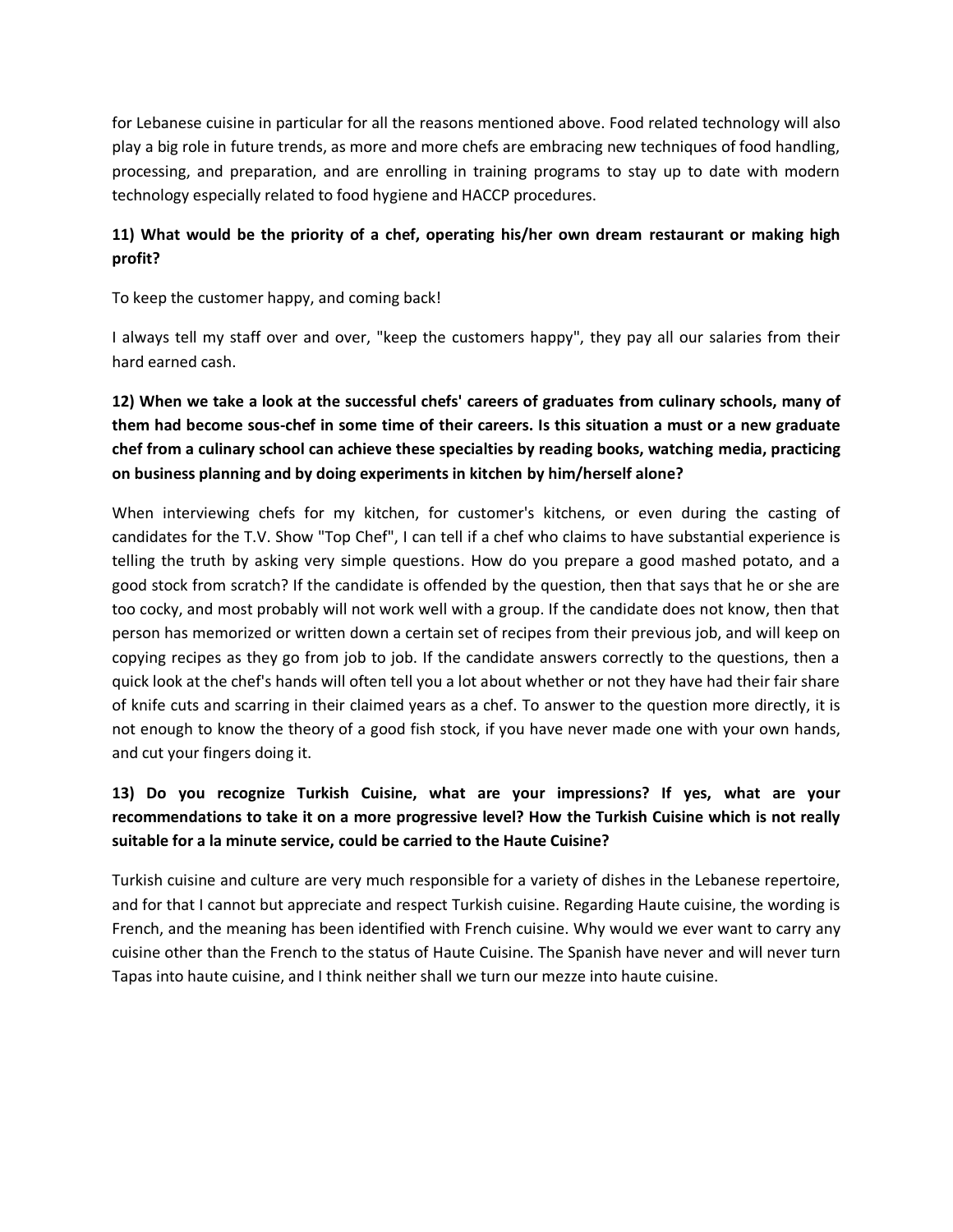for Lebanese cuisine in particular for all the reasons mentioned above. Food related technology will also play a big role in future trends, as more and more chefs are embracing new techniques of food handling, processing, and preparation, and are enrolling in training programs to stay up to date with modern technology especially related to food hygiene and HACCP procedures.

**11) What would be the priority of a chef, operating his/her own dream restaurant or making high profit?**

To keep the customer happy, and coming back!

I always tell my staff over and over, "keep the customers happy", they pay all our salaries from their hard earned cash.

**12) When we take a look at the successful chefs' careers of graduates from culinary schools, many of them had become sous-chef in some time of their careers. Is this situation a must or a new graduate chef from a culinary school can achieve these specialties by reading books, watching media, practicing on business planning and by doing experiments in kitchen by him/herself alone?**

When interviewing chefs for my kitchen, for customer's kitchens, or even during the casting of candidates for the T.V. Show "Top Chef", I can tell if a chef who claims to have substantial experience is telling the truth by asking very simple questions. How do you prepare a good mashed potato, and a good stock from scratch? If the candidate is offended by the question, then that says that he or she are too cocky, and most probably will not work well with a group. If the candidate does not know, then that person has memorized or written down a certain set of recipes from their previous job, and will keep on copying recipes as they go from job to job. If the candidate answers correctly to the questions, then a quick look at the chef's hands will often tell you a lot about whether or not they have had their fair share of knife cuts and scarring in their claimed years as a chef. To answer to the question more directly, it is not enough to know the theory of a good fish stock, if you have never made one with your own hands, and cut your fingers doing it.

**13) Do you recognize Turkish Cuisine, what are your impressions? If yes, what are your recommendations to take it on a more progressive level? How the Turkish Cuisine which is not really suitable for a la minute service, could be carried to the Haute Cuisine?**

Turkish cuisine and culture are very much responsible for a variety of dishes in the Lebanese repertoire, and for that I cannot but appreciate and respect Turkish cuisine. Regarding Haute cuisine, the wording is French, and the meaning has been identified with French cuisine. Why would we ever want to carry any cuisine other than the French to the status of Haute Cuisine. The Spanish have never and will never turn Tapas into haute cuisine, and I think neither shall we turn our mezze into haute cuisine.